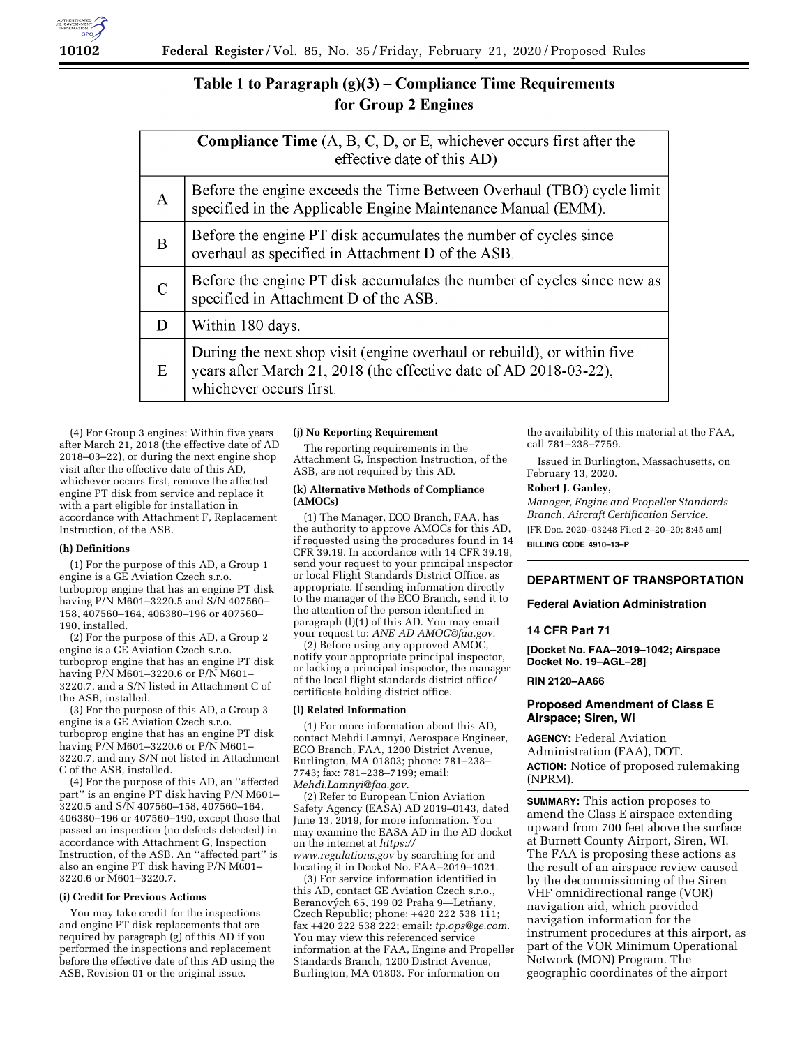## Table 1 to Paragraph (g)(3) – Compliance Time Requirements for Group 2 Engines

| Compliance Time (A, B, C, D, or E, whichever occurs first after the effective date of this AD) | |
|---|---|
| A | Before the engine exceeds the Time Between Overhaul (TBO) cycle limit specified in the Applicable Engine Maintenance Manual (EMM). |
| B | Before the engine PT disk accumulates the number of cycles since overhaul as specified in Attachment D of the ASB. |
| C | Before the engine PT disk accumulates the number of cycles since new as specified in Attachment D of the ASB. |
| D | Within 180 days. |
| E | During the next shop visit (engine overhaul or rebuild), or within five years after March 21, 2018 (the effective date of AD 2018-03-22), whichever occurs first. |

(4) For Group 3 engines: Within five years after March 21, 2018 (the effective date of AD 2018–03–22), or during the next engine shop visit after the effective date of this AD, whichever occurs first, remove the affected engine PT disk from service and replace it with a part eligible for installation in accordance with Attachment F, Replacement Instruction, of the ASB.

**(h) Definitions**

(1) For the purpose of this AD, a Group 1 engine is a GE Aviation Czech s.r.o. turboprop engine that has an engine PT disk having P/N M601–3220.5 and S/N 407560–158, 407560–164, 406380–196 or 407560–190, installed.

(2) For the purpose of this AD, a Group 2 engine is a GE Aviation Czech s.r.o. turboprop engine that has an engine PT disk having P/N M601–3220.6 or P/N M601–3220.7, and a S/N listed in Attachment C of the ASB, installed.

(3) For the purpose of this AD, a Group 3 engine is a GE Aviation Czech s.r.o. turboprop engine that has an engine PT disk having P/N M601–3220.6 or P/N M601–3220.7, and any S/N not listed in Attachment C of the ASB, installed.

(4) For the purpose of this AD, an ''affected part'' is an engine PT disk having P/N M601–3220.5 and S/N 407560–158, 407560–164, 406380–196 or 407560–190, except those that passed an inspection (no defects detected) in accordance with Attachment G, Inspection Instruction, of the ASB. An ''affected part'' is also an engine PT disk having P/N M601–3220.6 or M601–3220.7.

**(i) Credit for Previous Actions**

You may take credit for the inspections and engine PT disk replacements that are required by paragraph (g) of this AD if you performed the inspections and replacement before the effective date of this AD using the ASB, Revision 01 or the original issue.

**(j) No Reporting Requirement**

The reporting requirements in the Attachment G, Inspection Instruction, of the ASB, are not required by this AD.

**(k) Alternative Methods of Compliance (AMOCs)**

(1) The Manager, ECO Branch, FAA, has the authority to approve AMOCs for this AD, if requested using the procedures found in 14 CFR 39.19. In accordance with 14 CFR 39.19, send your request to your principal inspector or local Flight Standards District Office, as appropriate. If sending information directly to the manager of the ECO Branch, send it to the attention of the person identified in paragraph (l)(1) of this AD. You may email your request to: *ANE-AD-AMOC@faa.gov.*

(2) Before using any approved AMOC, notify your appropriate principal inspector, or lacking a principal inspector, the manager of the local flight standards district office/certificate holding district office.

**(l) Related Information**

(1) For more information about this AD, contact Mehdi Lamnyi, Aerospace Engineer, ECO Branch, FAA, 1200 District Avenue, Burlington, MA 01803; phone: 781–238–7743; fax: 781–238–7199; email: *Mehdi.Lamnyi@faa.gov.*

(2) Refer to European Union Aviation Safety Agency (EASA) AD 2019–0143, dated June 13, 2019, for more information. You may examine the EASA AD in the AD docket on the internet at *https://www.regulations.gov* by searching for and locating it in Docket No. FAA–2019–1021.

(3) For service information identified in this AD, contact GE Aviation Czech s.r.o., Beranových 65, 199 02 Praha 9—Letňany, Czech Republic; phone: +420 222 538 111; fax +420 222 538 222; email: *tp.ops@ge.com.* You may view this referenced service information at the FAA, Engine and Propeller Standards Branch, 1200 District Avenue, Burlington, MA 01803. For information on the availability of this material at the FAA, call 781–238–7759.

Issued in Burlington, Massachusetts, on February 13, 2020.

**Robert J. Ganley,**

*Manager, Engine and Propeller Standards Branch, Aircraft Certification Service.*

[FR Doc. 2020–03248 Filed 2–20–20; 8:45 am]

**BILLING CODE 4910–13–P**

---

## DEPARTMENT OF TRANSPORTATION

## Federal Aviation Administration

## 14 CFR Part 71

**[Docket No. FAA–2019–1042; Airspace Docket No. 19–AGL–28]**

**RIN 2120–AA66**

## Proposed Amendment of Class E Airspace; Siren, WI

**AGENCY:** Federal Aviation Administration (FAA), DOT.

**ACTION:** Notice of proposed rulemaking (NPRM).

**SUMMARY:** This action proposes to amend the Class E airspace extending upward from 700 feet above the surface at Burnett County Airport, Siren, WI. The FAA is proposing these actions as the result of an airspace review caused by the decommissioning of the Siren VHF omnidirectional range (VOR) navigation aid, which provided navigation information for the instrument procedures at this airport, as part of the VOR Minimum Operational Network (MON) Program. The geographic coordinates of the airport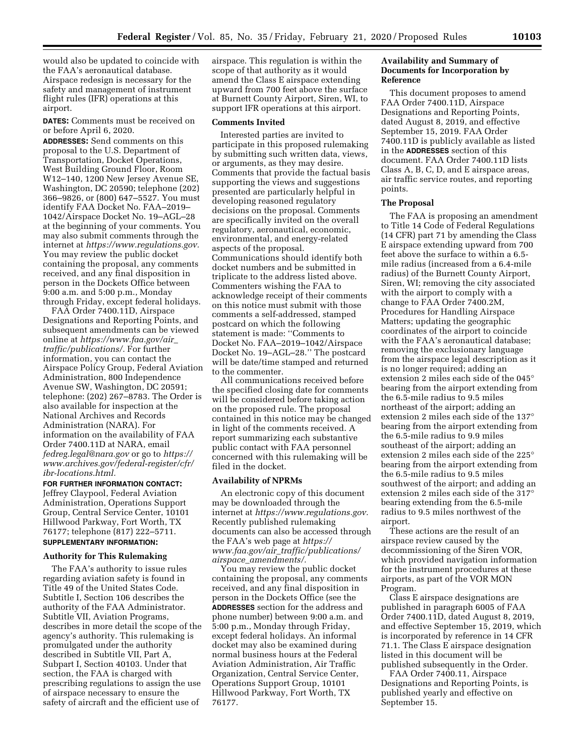would also be updated to coincide with the FAA's aeronautical database. Airspace redesign is necessary for the safety and management of instrument flight rules (IFR) operations at this airport.

**DATES:** Comments must be received on or before April 6, 2020.

**ADDRESSES:** Send comments on this proposal to the U.S. Department of Transportation, Docket Operations, West Building Ground Floor, Room W12–140, 1200 New Jersey Avenue SE, Washington, DC 20590; telephone (202) 366–9826, or (800) 647–5527. You must identify FAA Docket No. FAA–2019–1042/Airspace Docket No. 19–AGL–28 at the beginning of your comments. You may also submit comments through the internet at *https://www.regulations.gov.* You may review the public docket containing the proposal, any comments received, and any final disposition in person in the Dockets Office between 9:00 a.m. and 5:00 p.m., Monday through Friday, except federal holidays.

FAA Order 7400.11D, Airspace Designations and Reporting Points, and subsequent amendments can be viewed online at *https://www.faa.gov/air_traffic/publications/.* For further information, you can contact the Airspace Policy Group, Federal Aviation Administration, 800 Independence Avenue SW, Washington, DC 20591; telephone: (202) 267–8783. The Order is also available for inspection at the National Archives and Records Administration (NARA). For information on the availability of FAA Order 7400.11D at NARA, email *fedreg.legal@nara.gov* or go to *https://www.archives.gov/federal-register/cfr/ibr-locations.html.*

**FOR FURTHER INFORMATION CONTACT:** Jeffrey Claypool, Federal Aviation Administration, Operations Support Group, Central Service Center, 10101 Hillwood Parkway, Fort Worth, TX 76177; telephone (817) 222–5711.

**SUPPLEMENTARY INFORMATION:**

### Authority for This Rulemaking

The FAA's authority to issue rules regarding aviation safety is found in Title 49 of the United States Code. Subtitle I, Section 106 describes the authority of the FAA Administrator. Subtitle VII, Aviation Programs, describes in more detail the scope of the agency's authority. This rulemaking is promulgated under the authority described in Subtitle VII, Part A, Subpart I, Section 40103. Under that section, the FAA is charged with prescribing regulations to assign the use of airspace necessary to ensure the safety of aircraft and the efficient use of airspace. This regulation is within the scope of that authority as it would amend the Class E airspace extending upward from 700 feet above the surface at Burnett County Airport, Siren, WI, to support IFR operations at this airport.

### Comments Invited

Interested parties are invited to participate in this proposed rulemaking by submitting such written data, views, or arguments, as they may desire. Comments that provide the factual basis supporting the views and suggestions presented are particularly helpful in developing reasoned regulatory decisions on the proposal. Comments are specifically invited on the overall regulatory, aeronautical, economic, environmental, and energy-related aspects of the proposal. Communications should identify both docket numbers and be submitted in triplicate to the address listed above. Commenters wishing the FAA to acknowledge receipt of their comments on this notice must submit with those comments a self-addressed, stamped postcard on which the following statement is made: ''Comments to Docket No. FAA–2019–1042/Airspace Docket No. 19–AGL–28.'' The postcard will be date/time stamped and returned to the commenter.

All communications received before the specified closing date for comments will be considered before taking action on the proposed rule. The proposal contained in this notice may be changed in light of the comments received. A report summarizing each substantive public contact with FAA personnel concerned with this rulemaking will be filed in the docket.

### Availability of NPRMs

An electronic copy of this document may be downloaded through the internet at *https://www.regulations.gov.* Recently published rulemaking documents can also be accessed through the FAA's web page at *https://www.faa.gov/air_traffic/publications/airspace_amendments/.*

You may review the public docket containing the proposal, any comments received, and any final disposition in person in the Dockets Office (see the **ADDRESSES** section for the address and phone number) between 9:00 a.m. and 5:00 p.m., Monday through Friday, except federal holidays. An informal docket may also be examined during normal business hours at the Federal Aviation Administration, Air Traffic Organization, Central Service Center, Operations Support Group, 10101 Hillwood Parkway, Fort Worth, TX 76177.

### Availability and Summary of Documents for Incorporation by Reference

This document proposes to amend FAA Order 7400.11D, Airspace Designations and Reporting Points, dated August 8, 2019, and effective September 15, 2019. FAA Order 7400.11D is publicly available as listed in the **ADDRESSES** section of this document. FAA Order 7400.11D lists Class A, B, C, D, and E airspace areas, air traffic service routes, and reporting points.

### The Proposal

The FAA is proposing an amendment to Title 14 Code of Federal Regulations (14 CFR) part 71 by amending the Class E airspace extending upward from 700 feet above the surface to within a 6.5-mile radius (increased from a 6.4-mile radius) of the Burnett County Airport, Siren, WI; removing the city associated with the airport to comply with a change to FAA Order 7400.2M, Procedures for Handling Airspace Matters; updating the geographic coordinates of the airport to coincide with the FAA's aeronautical database; removing the exclusionary language from the airspace legal description as it is no longer required; adding an extension 2 miles each side of the 045° bearing from the airport extending from the 6.5-mile radius to 9.5 miles northeast of the airport; adding an extension 2 miles each side of the 137° bearing from the airport extending from the 6.5-mile radius to 9.9 miles southeast of the airport; adding an extension 2 miles each side of the 225° bearing from the airport extending from the 6.5-mile radius to 9.5 miles southwest of the airport; and adding an extension 2 miles each side of the 317° bearing extending from the 6.5-mile radius to 9.5 miles northwest of the airport.

These actions are the result of an airspace review caused by the decommissioning of the Siren VOR, which provided navigation information for the instrument procedures at these airports, as part of the VOR MON Program.

Class E airspace designations are published in paragraph 6005 of FAA Order 7400.11D, dated August 8, 2019, and effective September 15, 2019, which is incorporated by reference in 14 CFR 71.1. The Class E airspace designation listed in this document will be published subsequently in the Order.

FAA Order 7400.11, Airspace Designations and Reporting Points, is published yearly and effective on September 15.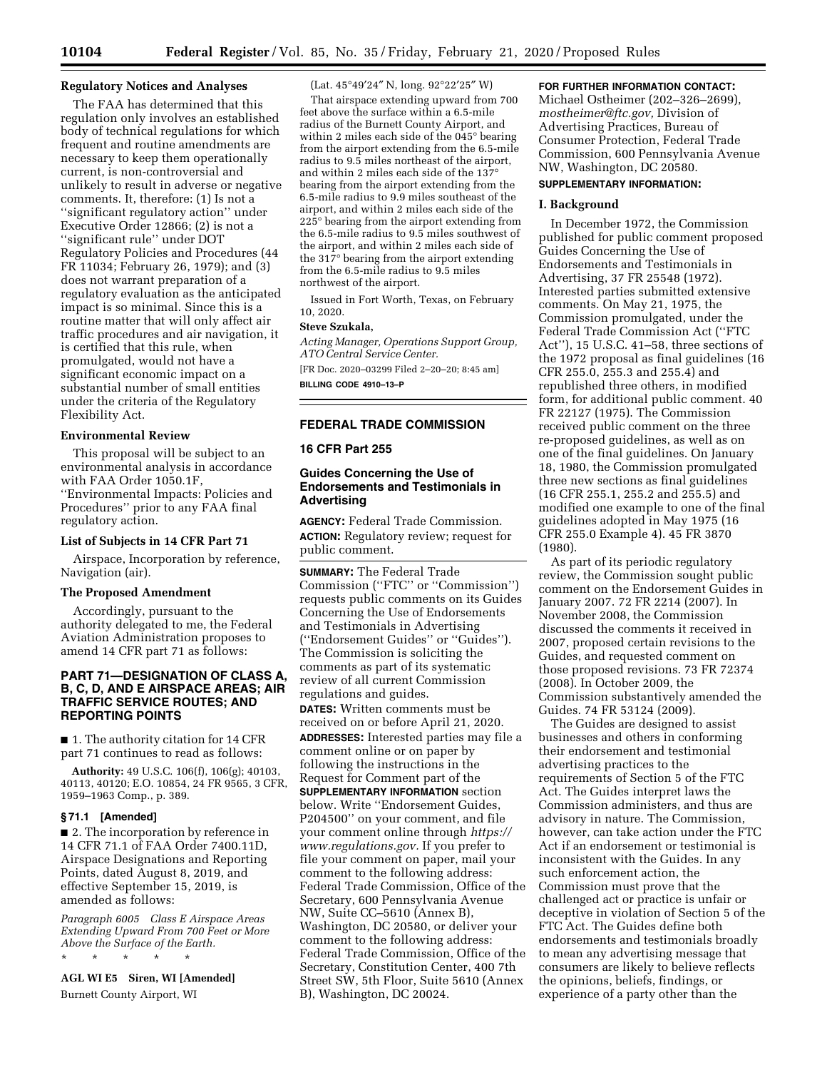## Regulatory Notices and Analyses

The FAA has determined that this regulation only involves an established body of technical regulations for which frequent and routine amendments are necessary to keep them operationally current, is non-controversial and unlikely to result in adverse or negative comments. It, therefore: (1) Is not a ''significant regulatory action'' under Executive Order 12866; (2) is not a ''significant rule'' under DOT Regulatory Policies and Procedures (44 FR 11034; February 26, 1979); and (3) does not warrant preparation of a regulatory evaluation as the anticipated impact is so minimal. Since this is a routine matter that will only affect air traffic procedures and air navigation, it is certified that this rule, when promulgated, would not have a significant economic impact on a substantial number of small entities under the criteria of the Regulatory Flexibility Act.

## Environmental Review

This proposal will be subject to an environmental analysis in accordance with FAA Order 1050.1F, ''Environmental Impacts: Policies and Procedures'' prior to any FAA final regulatory action.

## List of Subjects in 14 CFR Part 71

Airspace, Incorporation by reference, Navigation (air).

## The Proposed Amendment

Accordingly, pursuant to the authority delegated to me, the Federal Aviation Administration proposes to amend 14 CFR part 71 as follows:

## PART 71—DESIGNATION OF CLASS A, B, C, D, AND E AIRSPACE AREAS; AIR TRAFFIC SERVICE ROUTES; AND REPORTING POINTS

■ 1. The authority citation for 14 CFR part 71 continues to read as follows:

**Authority:** 49 U.S.C. 106(f), 106(g); 40103, 40113, 40120; E.O. 10854, 24 FR 9565, 3 CFR, 1959–1963 Comp., p. 389.

### § 71.1 [Amended]

■ 2. The incorporation by reference in 14 CFR 71.1 of FAA Order 7400.11D, Airspace Designations and Reporting Points, dated August 8, 2019, and effective September 15, 2019, is amended as follows:

*Paragraph 6005 Class E Airspace Areas Extending Upward From 700 Feet or More Above the Surface of the Earth.*

\* \* \* \* \*

**AGL WI E5 Siren, WI [Amended]**

Burnett County Airport, WI

(Lat. 45°49′24″ N, long. 92°22′25″ W)

That airspace extending upward from 700 feet above the surface within a 6.5-mile radius of the Burnett County Airport, and within 2 miles each side of the 045° bearing from the airport extending from the 6.5-mile radius to 9.5 miles northeast of the airport, and within 2 miles each side of the 137° bearing from the airport extending from the 6.5-mile radius to 9.9 miles southeast of the airport, and within 2 miles each side of the 225° bearing from the airport extending from the 6.5-mile radius to 9.5 miles southwest of the airport, and within 2 miles each side of the 317° bearing from the airport extending from the 6.5-mile radius to 9.5 miles northwest of the airport.

Issued in Fort Worth, Texas, on February 10, 2020.

**Steve Szukala,**

*Acting Manager, Operations Support Group, ATO Central Service Center.*

[FR Doc. 2020–03299 Filed 2–20–20; 8:45 am]

**BILLING CODE 4910–13–P**

## FEDERAL TRADE COMMISSION

## 16 CFR Part 255

## Guides Concerning the Use of Endorsements and Testimonials in Advertising

**AGENCY:** Federal Trade Commission.

**ACTION:** Regulatory review; request for public comment.

**SUMMARY:** The Federal Trade Commission (''FTC'' or ''Commission'') requests public comments on its Guides Concerning the Use of Endorsements and Testimonials in Advertising (''Endorsement Guides'' or ''Guides''). The Commission is soliciting the comments as part of its systematic review of all current Commission regulations and guides.

**DATES:** Written comments must be received on or before April 21, 2020.

**ADDRESSES:** Interested parties may file a comment online or on paper by following the instructions in the Request for Comment part of the **SUPPLEMENTARY INFORMATION** section below. Write ''Endorsement Guides, P204500'' on your comment, and file your comment online through *https://www.regulations.gov.* If you prefer to file your comment on paper, mail your comment to the following address: Federal Trade Commission, Office of the Secretary, 600 Pennsylvania Avenue NW, Suite CC–5610 (Annex B), Washington, DC 20580, or deliver your comment to the following address: Federal Trade Commission, Office of the Secretary, Constitution Center, 400 7th Street SW, 5th Floor, Suite 5610 (Annex B), Washington, DC 20024.

**FOR FURTHER INFORMATION CONTACT:** Michael Ostheimer (202–326–2699), *mostheimer@ftc.gov,* Division of Advertising Practices, Bureau of Consumer Protection, Federal Trade Commission, 600 Pennsylvania Avenue NW, Washington, DC 20580.

**SUPPLEMENTARY INFORMATION:**

## I. Background

In December 1972, the Commission published for public comment proposed Guides Concerning the Use of Endorsements and Testimonials in Advertising, 37 FR 25548 (1972). Interested parties submitted extensive comments. On May 21, 1975, the Commission promulgated, under the Federal Trade Commission Act (''FTC Act''), 15 U.S.C. 41–58, three sections of the 1972 proposal as final guidelines (16 CFR 255.0, 255.3 and 255.4) and republished three others, in modified form, for additional public comment. 40 FR 22127 (1975). The Commission received public comment on the three re-proposed guidelines, as well as on one of the final guidelines. On January 18, 1980, the Commission promulgated three new sections as final guidelines (16 CFR 255.1, 255.2 and 255.5) and modified one example to one of the final guidelines adopted in May 1975 (16 CFR 255.0 Example 4). 45 FR 3870 (1980).

As part of its periodic regulatory review, the Commission sought public comment on the Endorsement Guides in January 2007. 72 FR 2214 (2007). In November 2008, the Commission discussed the comments it received in 2007, proposed certain revisions to the Guides, and requested comment on those proposed revisions. 73 FR 72374 (2008). In October 2009, the Commission substantively amended the Guides. 74 FR 53124 (2009).

The Guides are designed to assist businesses and others in conforming their endorsement and testimonial advertising practices to the requirements of Section 5 of the FTC Act. The Guides interpret laws the Commission administers, and thus are advisory in nature. The Commission, however, can take action under the FTC Act if an endorsement or testimonial is inconsistent with the Guides. In any such enforcement action, the Commission must prove that the challenged act or practice is unfair or deceptive in violation of Section 5 of the FTC Act. The Guides define both endorsements and testimonials broadly to mean any advertising message that consumers are likely to believe reflects the opinions, beliefs, findings, or experience of a party other than the